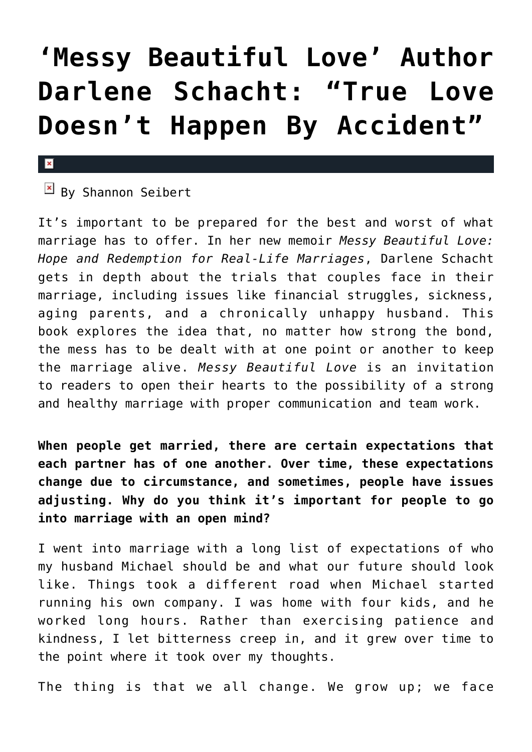# 'Messy Beautiful Love' Author Darlene Schacht: "True Love Doesn't Happen By Accident"

By Shannon Seibert

It's important to be prepared for the best and worst of what marriage has to offer. In her new memoir *Messy Beautiful Love: Hope and Redemption for Real-Life Marriages*, Darlene Schacht gets in depth about the trials that couples face in their marriage, including issues like financial struggles, sickness, aging parents, and a chronically unhappy husband. This book explores the idea that, no matter how strong the bond, the mess has to be dealt with at one point or another to keep the marriage alive. *Messy Beautiful Love* is an invitation to readers to open their hearts to the possibility of a strong and healthy marriage with proper communication and team work.

**When people get married, there are certain expectations that each partner has of one another. Over time, these expectations change due to circumstance, and sometimes, people have issues adjusting. Why do you think it's important for people to go into marriage with an open mind?**

I went into marriage with a long list of expectations of who my husband Michael should be and what our future should look like. Things took a different road when Michael started running his own company. I was home with four kids, and he worked long hours. Rather than exercising patience and kindness, I let bitterness creep in, and it grew over time to the point where it took over my thoughts.

The thing is that we all change. We grow up; we face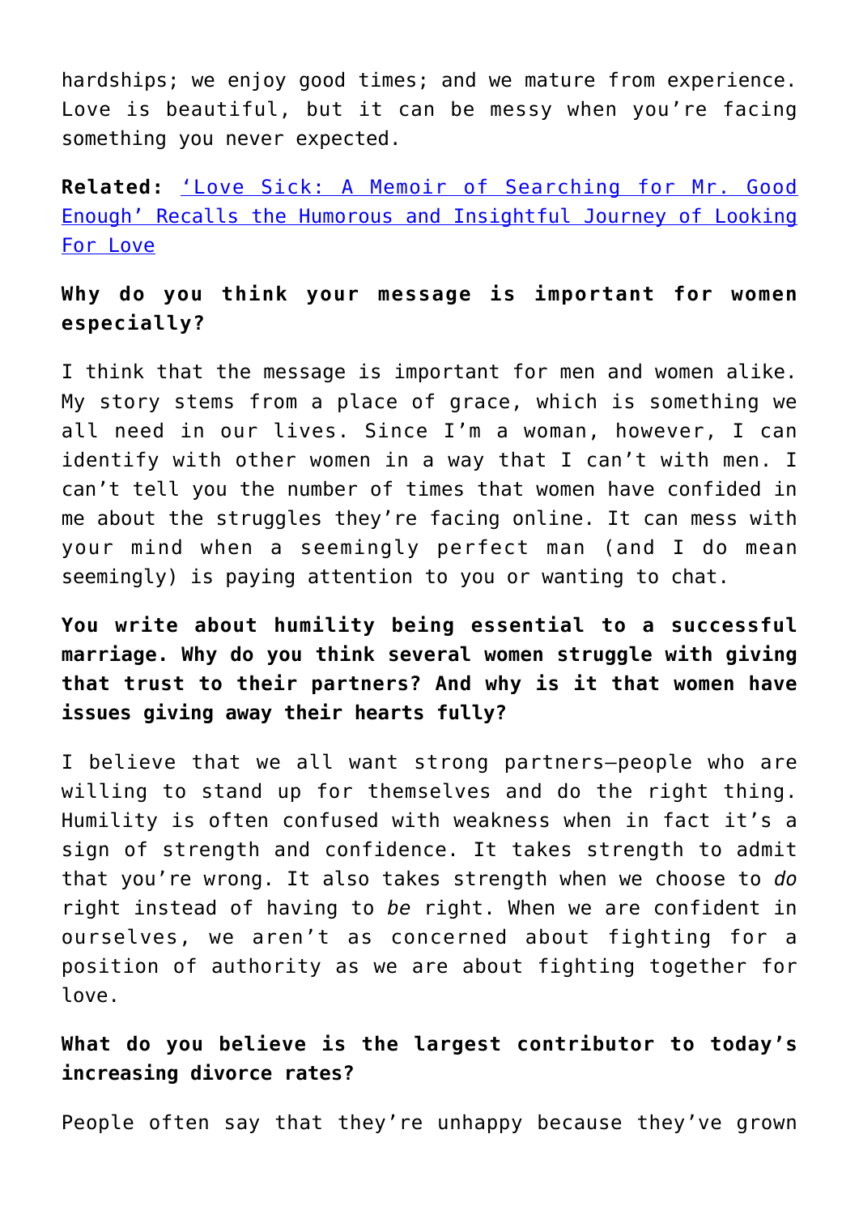hardships; we enjoy good times; and we mature from experience. Love is beautiful, but it can be messy when you're facing something you never expected.

**Related:** ['Love Sick: A Memoir of Searching for Mr. Good Enough' Recalls the Humorous and Insightful Journey of Looking For Love]()

**Why do you think your message is important for women especially?**

I think that the message is important for men and women alike. My story stems from a place of grace, which is something we all need in our lives. Since I'm a woman, however, I can identify with other women in a way that I can't with men. I can't tell you the number of times that women have confided in me about the struggles they're facing online. It can mess with your mind when a seemingly perfect man (and I do mean seemingly) is paying attention to you or wanting to chat.

**You write about humility being essential to a successful marriage. Why do you think several women struggle with giving that trust to their partners? And why is it that women have issues giving away their hearts fully?**

I believe that we all want strong partners—people who are willing to stand up for themselves and do the right thing. Humility is often confused with weakness when in fact it's a sign of strength and confidence. It takes strength to admit that you're wrong. It also takes strength when we choose to *do* right instead of having to *be* right. When we are confident in ourselves, we aren't as concerned about fighting for a position of authority as we are about fighting together for love.

**What do you believe is the largest contributor to today's increasing divorce rates?**

People often say that they're unhappy because they've grown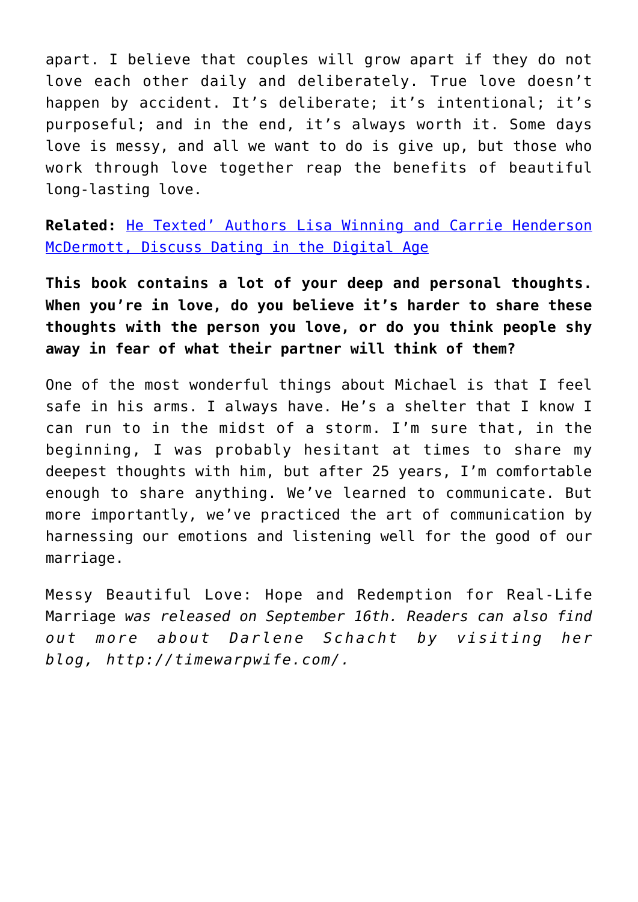apart. I believe that couples will grow apart if they do not love each other daily and deliberately. True love doesn't happen by accident. It's deliberate; it's intentional; it's purposeful; and in the end, it's always worth it. Some days love is messy, and all we want to do is give up, but those who work through love together reap the benefits of beautiful long-lasting love.

**Related:** He Texted' Authors Lisa Winning and Carrie Henderson McDermott, Discuss Dating in the Digital Age

**This book contains a lot of your deep and personal thoughts. When you're in love, do you believe it's harder to share these thoughts with the person you love, or do you think people shy away in fear of what their partner will think of them?**

One of the most wonderful things about Michael is that I feel safe in his arms. I always have. He's a shelter that I know I can run to in the midst of a storm. I'm sure that, in the beginning, I was probably hesitant at times to share my deepest thoughts with him, but after 25 years, I'm comfortable enough to share anything. We've learned to communicate. But more importantly, we've practiced the art of communication by harnessing our emotions and listening well for the good of our marriage.

Messy Beautiful Love: Hope and Redemption for Real-Life Marriage *was released on September 16th. Readers can also find out more about Darlene Schacht by visiting her blog, http://timewarpwife.com/.*